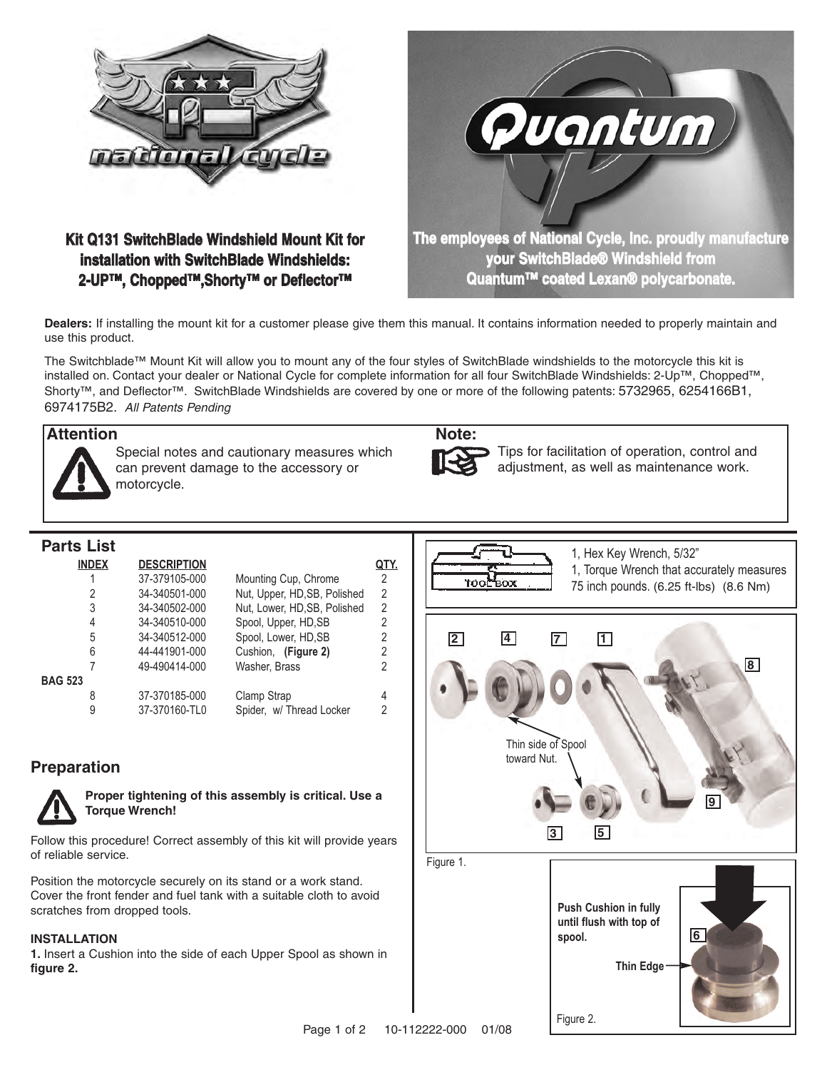# Kit Q131 SwitchBlade Windshield Mount Kit for installation with SwitchBlade Windshields: 2-UP™, Chopped™,Shorty™ or Deflector™

**The employees of National Cycle, Inc. proudly manufacture your SwitchBlade® Windshield from Quantum™ coated Lexan® polycarbonate.**

**Dealers:** If installing the mount kit for a customer please give them this manual. It contains information needed to properly maintain and use this product.

The Switchblade™ Mount Kit will allow you to mount any of the four styles of SwitchBlade windshields to the motorcycle this kit is installed on. Contact your dealer or National Cycle for complete information for all four SwitchBlade Windshields: 2-Up™, Chopped™, Shorty™, and Deflector™. SwitchBlade Windshields are covered by one or more of the following patents: 5732965, 6254166B1, 6974175B2. *All Patents Pending*

**Attention**

Special notes and cautionary measures which can prevent damage to the accessory or motorcycle.

**Note:**

Tips for facilitation of operation, control and adjustment, as well as maintenance work.

## Parts List

| INDEX | DESCRIPTION | | QTY. |
|---|---|---|---|
| 1 | 37-379105-000 | Mounting Cup, Chrome | 2 |
| 2 | 34-340501-000 | Nut, Upper, HD,SB, Polished | 2 |
| 3 | 34-340502-000 | Nut, Lower, HD,SB, Polished | 2 |
| 4 | 34-340510-000 | Spool, Upper, HD,SB | 2 |
| 5 | 34-340512-000 | Spool, Lower, HD,SB | 2 |
| 6 | 44-441901-000 | Cushion, **(Figure 2)** | 2 |
| 7 | 49-490414-000 | Washer, Brass | 2 |
| BAG 523 | | | |
| 8 | 37-370185-000 | Clamp Strap | 4 |
| 9 | 37-370160-TL0 | Spider, w/ Thread Locker | 2 |

TOOL BOX

1, Hex Key Wrench, 5/32"
1, Torque Wrench that accurately measures 75 inch pounds. (6.25 ft-lbs) (8.6 Nm)

2 4 7 1 8

Thin side of Spool toward Nut.

3 5 9

Figure 1.

## Preparation

**Proper tightening of this assembly is critical. Use a Torque Wrench!**

Follow this procedure! Correct assembly of this kit will provide years of reliable service.

Position the motorcycle securely on its stand or a work stand. Cover the front fender and fuel tank with a suitable cloth to avoid scratches from dropped tools.

### INSTALLATION

**1.** Insert a Cushion into the side of each Upper Spool as shown in **figure 2.**

**Push Cushion in fully until flush with top of spool.**

6

**Thin Edge**

Figure 2.

10-112222-000 01/08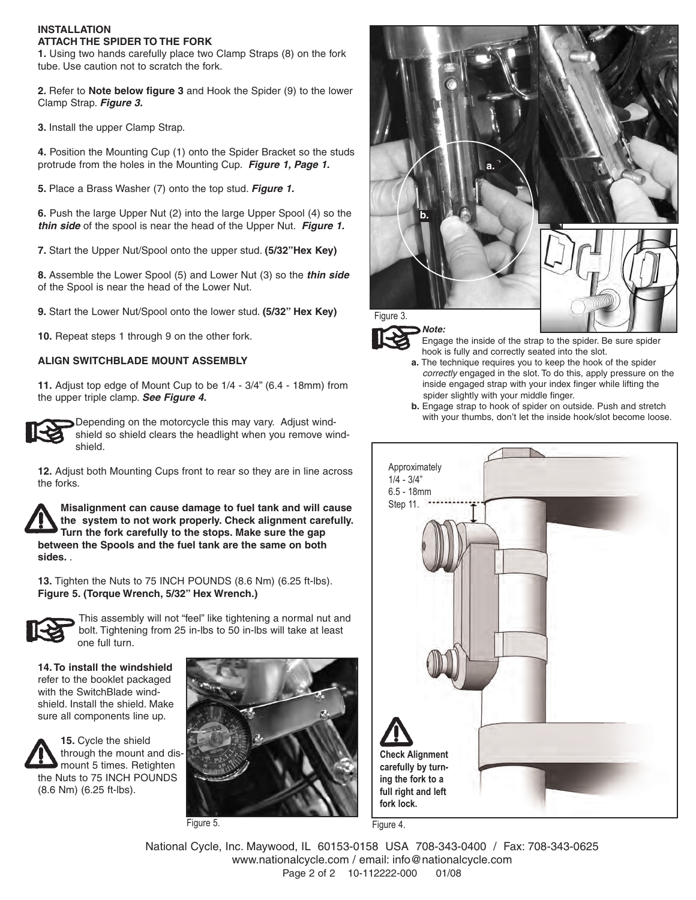## INSTALLATION

### ATTACH THE SPIDER TO THE FORK

**1.** Using two hands carefully place two Clamp Straps (8) on the fork tube. Use caution not to scratch the fork.

**2.** Refer to **Note below figure 3** and Hook the Spider (9) to the lower Clamp Strap. ***Figure 3.***

**3.** Install the upper Clamp Strap.

**4.** Position the Mounting Cup (1) onto the Spider Bracket so the studs protrude from the holes in the Mounting Cup. ***Figure 1, Page 1.***

**5.** Place a Brass Washer (7) onto the top stud. ***Figure 1.***

**6.** Push the large Upper Nut (2) into the large Upper Spool (4) so the ***thin side*** of the spool is near the head of the Upper Nut. ***Figure 1.***

**7.** Start the Upper Nut/Spool onto the upper stud. **(5/32"Hex Key)**

**8.** Assemble the Lower Spool (5) and Lower Nut (3) so the ***thin side*** of the Spool is near the head of the Lower Nut.

**9.** Start the Lower Nut/Spool onto the lower stud. **(5/32" Hex Key)**

**10.** Repeat steps 1 through 9 on the other fork.

### ALIGN SWITCHBLADE MOUNT ASSEMBLY

**11.** Adjust top edge of Mount Cup to be 1/4 - 3/4" (6.4 - 18mm) from the upper triple clamp. ***See Figure 4.***

Depending on the motorcycle this may vary. Adjust windshield so shield clears the headlight when you remove windshield.

**12.** Adjust both Mounting Cups front to rear so they are in line across the forks.

**Misalignment can cause damage to fuel tank and will cause the system to not work properly. Check alignment carefully. Turn the fork carefully to the stops. Make sure the gap between the Spools and the fuel tank are the same on both sides.** .

**13.** Tighten the Nuts to 75 INCH POUNDS (8.6 Nm) (6.25 ft-lbs). **Figure 5. (Torque Wrench, 5/32" Hex Wrench.)**

This assembly will not "feel" like tightening a normal nut and bolt. Tightening from 25 in-lbs to 50 in-lbs will take at least one full turn.

**14. To install the windshield** refer to the booklet packaged with the SwitchBlade windshield. Install the shield. Make sure all components line up.

**15.** Cycle the shield through the mount and dismount 5 times. Retighten the Nuts to 75 INCH POUNDS (8.6 Nm) (6.25 ft-lbs).

Figure 5.

a.

b.

Figure 3.

***Note:***

Engage the inside of the strap to the spider. Be sure spider hook is fully and correctly seated into the slot.

**a.** The technique requires you to keep the hook of the spider *correctly* engaged in the slot. To do this, apply pressure on the inside engaged strap with your index finger while lifting the spider slightly with your middle finger.

**b.** Engage strap to hook of spider on outside. Push and stretch with your thumbs, don't let the inside hook/slot become loose.

Approximately
1/4 - 3/4"
6.5 - 18mm
Step 11.

**Check Alignment carefully by turning the fork to a full right and left fork lock.**

Figure 4.

National Cycle, Inc. Maywood, IL 60153-0158 USA 708-343-0400 / Fax: 708-343-0625
www.nationalcycle.com / email: info@nationalcycle.com
10-112222-000 01/08